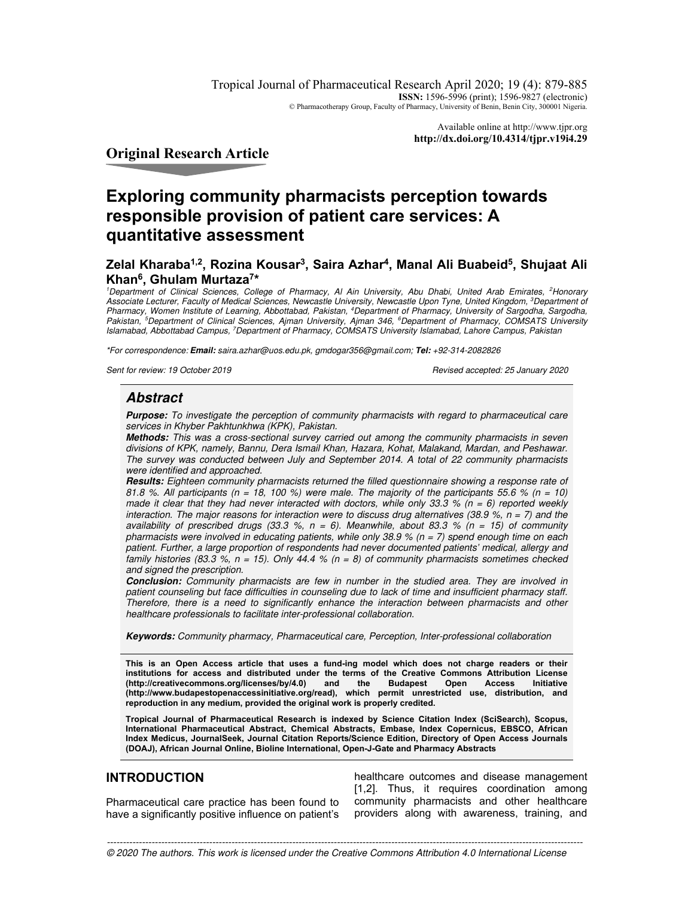Original Research Article

# Exploring community pharmacists perception towards responsible provision of patient care services: A quantitative assessment

**Zelal Kharaba[1,2], Rozina Kousar[3], Saira Azhar[4], Manal Ali Buabeid[5], Shujaat Ali Khan[6], Ghulam Murtaza[7]***

*[1]Department of Clinical Sciences, College of Pharmacy, Al Ain University, Abu Dhabi, United Arab Emirates, [2]Honorary Associate Lecturer, Faculty of Medical Sciences, Newcastle University, Newcastle Upon Tyne, United Kingdom, [3]Department of Pharmacy, Women Institute of Learning, Abbottabad, Pakistan, [4]Department of Pharmacy, University of Sargodha, Sargodha, Pakistan, [5]Department of Clinical Sciences, Ajman University, Ajman 346, [6]Department of Pharmacy, COMSATS University Islamabad, Abbottabad Campus, [7]Department of Pharmacy, COMSATS University Islamabad, Lahore Campus, Pakistan*

**For correspondence: Email: saira.azhar@uos.edu.pk, gmdogar356@gmail.com; Tel: +92-314-2082826*

*Sent for review: 19 October 2019* — *Revised accepted: 25 January 2020*

## Abstract

***Purpose:*** *To investigate the perception of community pharmacists with regard to pharmaceutical care services in Khyber Pakhtunkhwa (KPK), Pakistan.*

***Methods:*** *This was a cross-sectional survey carried out among the community pharmacists in seven divisions of KPK, namely, Bannu, Dera Ismail Khan, Hazara, Kohat, Malakand, Mardan, and Peshawar. The survey was conducted between July and September 2014. A total of 22 community pharmacists were identified and approached.*

***Results:*** *Eighteen community pharmacists returned the filled questionnaire showing a response rate of 81.8 %. All participants (n = 18, 100 %) were male. The majority of the participants 55.6 % (n = 10) made it clear that they had never interacted with doctors, while only 33.3 % (n = 6) reported weekly interaction. The major reasons for interaction were to discuss drug alternatives (38.9 %, n = 7) and the availability of prescribed drugs (33.3 %, n = 6). Meanwhile, about 83.3 % (n = 15) of community pharmacists were involved in educating patients, while only 38.9 % (n = 7) spend enough time on each patient. Further, a large proportion of respondents had never documented patients' medical, allergy and family histories (83.3 %, n = 15). Only 44.4 % (n = 8) of community pharmacists sometimes checked and signed the prescription.*

***Conclusion:*** *Community pharmacists are few in number in the studied area. They are involved in patient counseling but face difficulties in counseling due to lack of time and insufficient pharmacy staff. Therefore, there is a need to significantly enhance the interaction between pharmacists and other healthcare professionals to facilitate inter-professional collaboration.*

***Keywords:*** *Community pharmacy, Pharmaceutical care, Perception, Inter-professional collaboration*

**This is an Open Access article that uses a fund-ing model which does not charge readers or their institutions for access and distributed under the terms of the Creative Commons Attribution License (http://creativecommons.org/licenses/by/4.0) and the Budapest Open Access Initiative (http://www.budapestopenaccessinitiative.org/read), which permit unrestricted use, distribution, and reproduction in any medium, provided the original work is properly credited.**

**Tropical Journal of Pharmaceutical Research is indexed by Science Citation Index (SciSearch), Scopus, International Pharmaceutical Abstract, Chemical Abstracts, Embase, Index Copernicus, EBSCO, African Index Medicus, JournalSeek, Journal Citation Reports/Science Edition, Directory of Open Access Journals (DOAJ), African Journal Online, Bioline International, Open-J-Gate and Pharmacy Abstracts**

## INTRODUCTION

Pharmaceutical care practice has been found to have a significantly positive influence on patient's healthcare outcomes and disease management [1,2]. Thus, it requires coordination among community pharmacists and other healthcare providers along with awareness, training, and

*© 2020 The authors. This work is licensed under the Creative Commons Attribution 4.0 International License*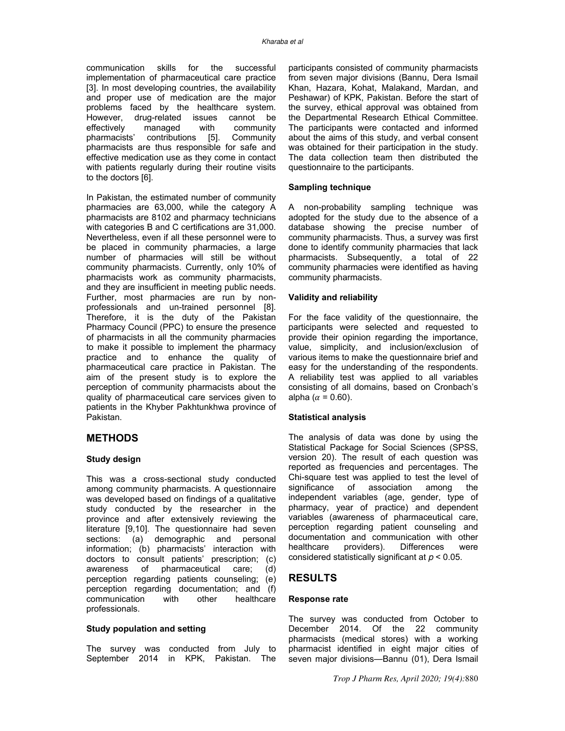communication skills for the successful implementation of pharmaceutical care practice [3]. In most developing countries, the availability and proper use of medication are the major problems faced by the healthcare system. However, drug-related issues cannot be effectively managed with community pharmacists' contributions [5]. Community pharmacists are thus responsible for safe and effective medication use as they come in contact with patients regularly during their routine visits to the doctors [6].

In Pakistan, the estimated number of community pharmacies are 63,000, while the category A pharmacists are 8102 and pharmacy technicians with categories B and C certifications are 31,000. Nevertheless, even if all these personnel were to be placed in community pharmacies, a large number of pharmacies will still be without community pharmacists. Currently, only 10% of pharmacists work as community pharmacists, and they are insufficient in meeting public needs. Further, most pharmacies are run by non-professionals and un-trained personnel [8]. Therefore, it is the duty of the Pakistan Pharmacy Council (PPC) to ensure the presence of pharmacists in all the community pharmacies to make it possible to implement the pharmacy practice and to enhance the quality of pharmaceutical care practice in Pakistan. The aim of the present study is to explore the perception of community pharmacists about the quality of pharmaceutical care services given to patients in the Khyber Pakhtunkhwa province of Pakistan.

## METHODS

### Study design

This was a cross-sectional study conducted among community pharmacists. A questionnaire was developed based on findings of a qualitative study conducted by the researcher in the province and after extensively reviewing the literature [9,10]. The questionnaire had seven sections: (a) demographic and personal information; (b) pharmacists' interaction with doctors to consult patients' prescription; (c) awareness of pharmaceutical care; (d) perception regarding patients counseling; (e) perception regarding documentation; and (f) communication with other healthcare professionals.

### Study population and setting

The survey was conducted from July to September 2014 in KPK, Pakistan. The participants consisted of community pharmacists from seven major divisions (Bannu, Dera Ismail Khan, Hazara, Kohat, Malakand, Mardan, and Peshawar) of KPK, Pakistan. Before the start of the survey, ethical approval was obtained from the Departmental Research Ethical Committee. The participants were contacted and informed about the aims of this study, and verbal consent was obtained for their participation in the study. The data collection team then distributed the questionnaire to the participants.

### Sampling technique

A non-probability sampling technique was adopted for the study due to the absence of a database showing the precise number of community pharmacists. Thus, a survey was first done to identify community pharmacies that lack pharmacists. Subsequently, a total of 22 community pharmacies were identified as having community pharmacists.

### Validity and reliability

For the face validity of the questionnaire, the participants were selected and requested to provide their opinion regarding the importance, value, simplicity, and inclusion/exclusion of various items to make the questionnaire brief and easy for the understanding of the respondents. A reliability test was applied to all variables consisting of all domains, based on Cronbach's alpha ($\alpha = 0.60$).

### Statistical analysis

The analysis of data was done by using the Statistical Package for Social Sciences (SPSS, version 20). The result of each question was reported as frequencies and percentages. The Chi-square test was applied to test the level of significance of association among the independent variables (age, gender, type of pharmacy, year of practice) and dependent variables (awareness of pharmaceutical care, perception regarding patient counseling and documentation and communication with other healthcare providers). Differences were considered statistically significant at $p < 0.05$.

## RESULTS

### Response rate

The survey was conducted from October to December 2014. Of the 22 community pharmacists (medical stores) with a working pharmacist identified in eight major cities of seven major divisions—Bannu (01), Dera Ismail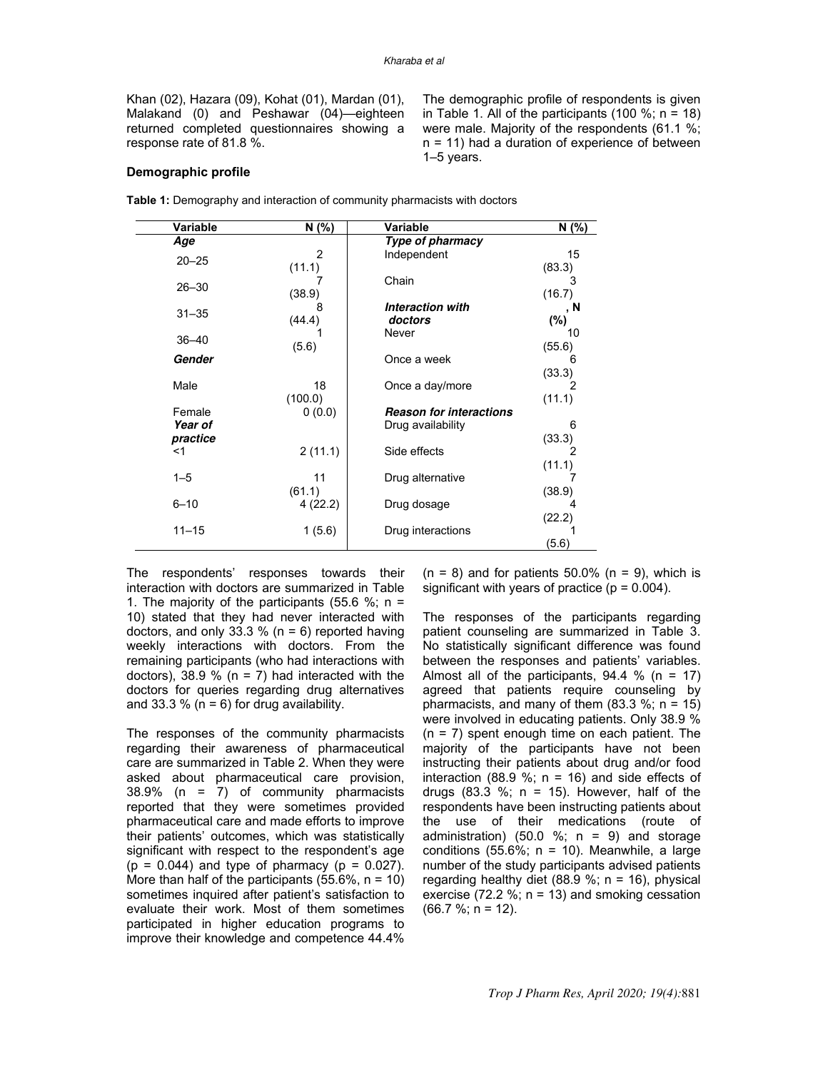Khan (02), Hazara (09), Kohat (01), Mardan (01), Malakand (0) and Peshawar (04)—eighteen returned completed questionnaires showing a response rate of 81.8 %.

### Demographic profile

The demographic profile of respondents is given in Table 1. All of the participants (100 %; n = 18) were male. Majority of the respondents (61.1 %; n = 11) had a duration of experience of between 1–5 years.

**Table 1:** Demography and interaction of community pharmacists with doctors

| Variable | N (%) | Variable | N (%) |
|---|---|---|---|
| ***Age*** | | ***Type of pharmacy*** | |
| 20–25 | 2 (11.1) | Independent | 15 (83.3) |
| 26–30 | 7 (38.9) | Chain | 3 (16.7) |
| 31–35 | 8 (44.4) | ***Interaction with doctors*** | **, N (%)** |
| 36–40 | 1 (5.6) | Never | 10 (55.6) |
| ***Gender*** | | Once a week | 6 (33.3) |
| Male | 18 (100.0) | Once a day/more | 2 (11.1) |
| Female | 0 (0.0) | ***Reason for interactions*** | |
| ***Year of practice*** | | Drug availability | 6 (33.3) |
| <1 | 2 (11.1) | Side effects | 2 (11.1) |
| 1–5 | 11 (61.1) | Drug alternative | 7 (38.9) |
| 6–10 | 4 (22.2) | Drug dosage | 4 (22.2) |
| 11–15 | 1 (5.6) | Drug interactions | 1 (5.6) |

The respondents' responses towards their interaction with doctors are summarized in Table 1. The majority of the participants (55.6 %; n = 10) stated that they had never interacted with doctors, and only 33.3 % (n = 6) reported having weekly interactions with doctors. From the remaining participants (who had interactions with doctors), 38.9 % (n = 7) had interacted with the doctors for queries regarding drug alternatives and 33.3 % (n = 6) for drug availability.

The responses of the community pharmacists regarding their awareness of pharmaceutical care are summarized in Table 2. When they were asked about pharmaceutical care provision, 38.9% (n = 7) of community pharmacists reported that they were sometimes provided pharmaceutical care and made efforts to improve their patients' outcomes, which was statistically significant with respect to the respondent's age ($p = 0.044$) and type of pharmacy ($p = 0.027$). More than half of the participants (55.6%, n = 10) sometimes inquired after patient's satisfaction to evaluate their work. Most of them sometimes participated in higher education programs to improve their knowledge and competence 44.4% (n = 8) and for patients 50.0% (n = 9), which is significant with years of practice ($p = 0.004$).

The responses of the participants regarding patient counseling are summarized in Table 3. No statistically significant difference was found between the responses and patients' variables. Almost all of the participants, 94.4 % (n = 17) agreed that patients require counseling by pharmacists, and many of them (83.3 %; n = 15) were involved in educating patients. Only 38.9 % (n = 7) spent enough time on each patient. The majority of the participants have not been instructing their patients about drug and/or food interaction (88.9 %; n = 16) and side effects of drugs (83.3 %; n = 15). However, half of the respondents have been instructing patients about the use of their medications (route of administration) (50.0 %; n = 9) and storage conditions (55.6%; n = 10). Meanwhile, a large number of the study participants advised patients regarding healthy diet (88.9 %; n = 16), physical exercise (72.2 %; n = 13) and smoking cessation (66.7 %; n = 12).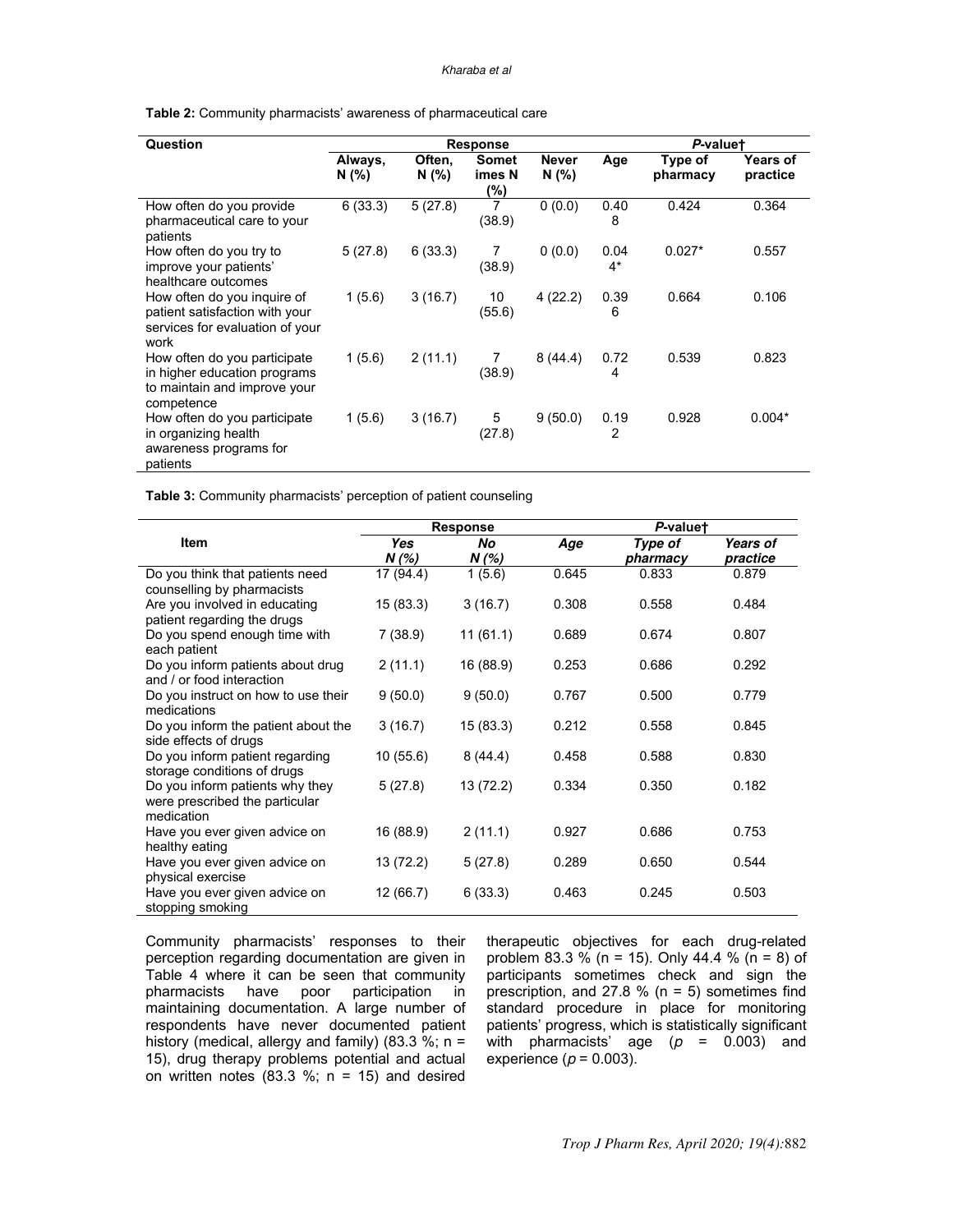**Table 2:** Community pharmacists' awareness of pharmaceutical care

| Question | Response | | | | *P*-value† | | |
|---|---|---|---|---|---|---|---|
| | Always, N (%) | Often, N (%) | Sometimes N (%) | Never N (%) | Age | Type of pharmacy | Years of practice |
| How often do you provide pharmaceutical care to your patients | 6 (33.3) | 5 (27.8) | 7 (38.9) | 0 (0.0) | 0.408 | 0.424 | 0.364 |
| How often do you try to improve your patients' healthcare outcomes | 5 (27.8) | 6 (33.3) | 7 (38.9) | 0 (0.0) | 0.044* | 0.027* | 0.557 |
| How often do you inquire of patient satisfaction with your services for evaluation of your work | 1 (5.6) | 3 (16.7) | 10 (55.6) | 4 (22.2) | 0.396 | 0.664 | 0.106 |
| How often do you participate in higher education programs to maintain and improve your competence | 1 (5.6) | 2 (11.1) | 7 (38.9) | 8 (44.4) | 0.724 | 0.539 | 0.823 |
| How often do you participate in organizing health awareness programs for patients | 1 (5.6) | 3 (16.7) | 5 (27.8) | 9 (50.0) | 0.192 | 0.928 | 0.004* |

**Table 3:** Community pharmacists' perception of patient counseling

| Item | Response | | *P*-value† | | |
|---|---|---|---|---|---|
| | *Yes N (%)* | *No N (%)* | *Age* | *Type of pharmacy* | *Years of practice* |
| Do you think that patients need counselling by pharmacists | 17 (94.4) | 1 (5.6) | 0.645 | 0.833 | 0.879 |
| Are you involved in educating patient regarding the drugs | 15 (83.3) | 3 (16.7) | 0.308 | 0.558 | 0.484 |
| Do you spend enough time with each patient | 7 (38.9) | 11 (61.1) | 0.689 | 0.674 | 0.807 |
| Do you inform patients about drug and / or food interaction | 2 (11.1) | 16 (88.9) | 0.253 | 0.686 | 0.292 |
| Do you instruct on how to use their medications | 9 (50.0) | 9 (50.0) | 0.767 | 0.500 | 0.779 |
| Do you inform the patient about the side effects of drugs | 3 (16.7) | 15 (83.3) | 0.212 | 0.558 | 0.845 |
| Do you inform patient regarding storage conditions of drugs | 10 (55.6) | 8 (44.4) | 0.458 | 0.588 | 0.830 |
| Do you inform patients why they were prescribed the particular medication | 5 (27.8) | 13 (72.2) | 0.334 | 0.350 | 0.182 |
| Have you ever given advice on healthy eating | 16 (88.9) | 2 (11.1) | 0.927 | 0.686 | 0.753 |
| Have you ever given advice on physical exercise | 13 (72.2) | 5 (27.8) | 0.289 | 0.650 | 0.544 |
| Have you ever given advice on stopping smoking | 12 (66.7) | 6 (33.3) | 0.463 | 0.245 | 0.503 |

Community pharmacists' responses to their perception regarding documentation are given in Table 4 where it can be seen that community pharmacists have poor participation in maintaining documentation. A large number of respondents have never documented patient history (medical, allergy and family) (83.3 %; n = 15), drug therapy problems potential and actual on written notes (83.3 %; n = 15) and desired therapeutic objectives for each drug-related problem 83.3 % (n = 15). Only 44.4 % (n = 8) of participants sometimes check and sign the prescription, and 27.8 % (n = 5) sometimes find standard procedure in place for monitoring patients' progress, which is statistically significant with pharmacists' age ($p$ = 0.003) and experience ($p$ = 0.003).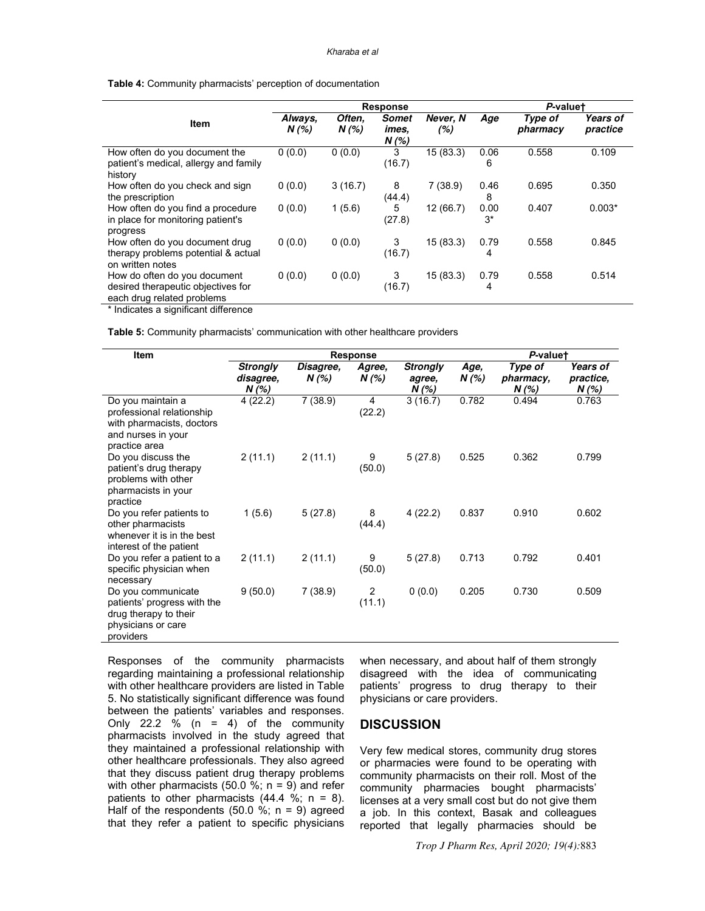**Table 4:** Community pharmacists' perception of documentation

| Item | Response | | | | *P*-value† | | |
|---|---|---|---|---|---|---|---|
| | *Always, N (%)* | *Often, N (%)* | *Sometimes, N (%)* | *Never, N (%)* | *Age* | *Type of pharmacy* | *Years of practice* |
| How often do you document the patient's medical, allergy and family history | 0 (0.0) | 0 (0.0) | 3 (16.7) | 15 (83.3) | 0.066 | 0.558 | 0.109 |
| How often do you check and sign the prescription | 0 (0.0) | 3 (16.7) | 8 (44.4) | 7 (38.9) | 0.468 | 0.695 | 0.350 |
| How often do you find a procedure in place for monitoring patient's progress | 0 (0.0) | 1 (5.6) | 5 (27.8) | 12 (66.7) | 0.003* | 0.407 | 0.003* |
| How often do you document drug therapy problems potential & actual on written notes | 0 (0.0) | 0 (0.0) | 3 (16.7) | 15 (83.3) | 0.794 | 0.558 | 0.845 |
| How do often do you document desired therapeutic objectives for each drug related problems | 0 (0.0) | 0 (0.0) | 3 (16.7) | 15 (83.3) | 0.794 | 0.558 | 0.514 |

\* Indicates a significant difference

**Table 5:** Community pharmacists' communication with other healthcare providers

| Item | Response | | | | *P*-value† | | |
|---|---|---|---|---|---|---|---|
| | *Strongly disagree, N (%)* | *Disagree, N (%)* | *Agree, N (%)* | *Strongly agree, N (%)* | *Age, N (%)* | *Type of pharmacy, N (%)* | *Years of practice, N (%)* |
| Do you maintain a professional relationship with pharmacists, doctors and nurses in your practice area | 4 (22.2) | 7 (38.9) | 4 (22.2) | 3 (16.7) | 0.782 | 0.494 | 0.763 |
| Do you discuss the patient's drug therapy problems with other pharmacists in your practice | 2 (11.1) | 2 (11.1) | 9 (50.0) | 5 (27.8) | 0.525 | 0.362 | 0.799 |
| Do you refer patients to other pharmacists whenever it is in the best interest of the patient | 1 (5.6) | 5 (27.8) | 8 (44.4) | 4 (22.2) | 0.837 | 0.910 | 0.602 |
| Do you refer a patient to a specific physician when necessary | 2 (11.1) | 2 (11.1) | 9 (50.0) | 5 (27.8) | 0.713 | 0.792 | 0.401 |
| Do you communicate patients' progress with the drug therapy to their physicians or care providers | 9 (50.0) | 7 (38.9) | 2 (11.1) | 0 (0.0) | 0.205 | 0.730 | 0.509 |

Responses of the community pharmacists regarding maintaining a professional relationship with other healthcare providers are listed in Table 5. No statistically significant difference was found between the patients' variables and responses. Only 22.2 % (n = 4) of the community pharmacists involved in the study agreed that they maintained a professional relationship with other healthcare professionals. They also agreed that they discuss patient drug therapy problems with other pharmacists (50.0 %; n = 9) and refer patients to other pharmacists (44.4 %; n = 8). Half of the respondents (50.0 %; n = 9) agreed that they refer a patient to specific physicians when necessary, and about half of them strongly disagreed with the idea of communicating patients' progress to drug therapy to their physicians or care providers.

## DISCUSSION

Very few medical stores, community drug stores or pharmacies were found to be operating with community pharmacists on their roll. Most of the community pharmacies bought pharmacists' licenses at a very small cost but do not give them a job. In this context, Basak and colleagues reported that legally pharmacies should be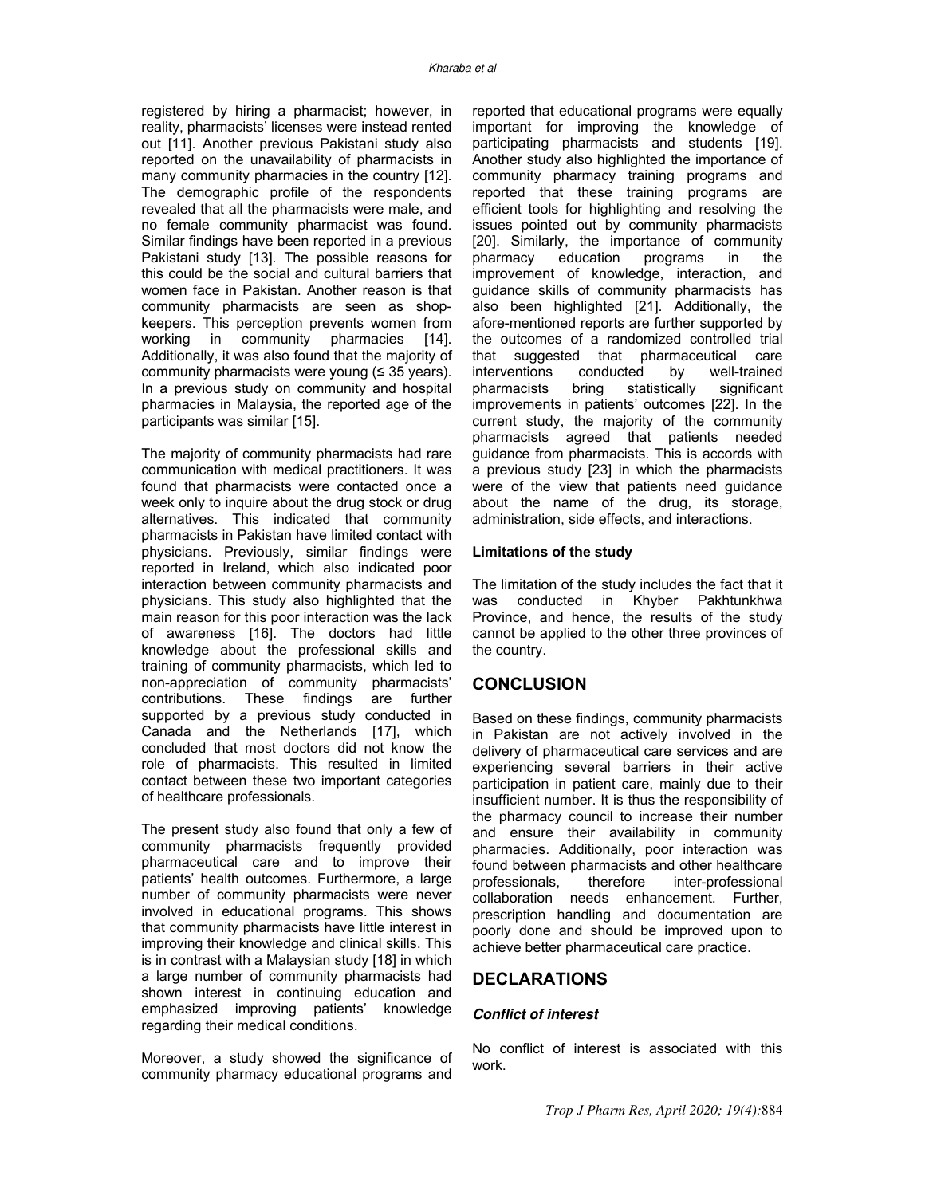registered by hiring a pharmacist; however, in reality, pharmacists' licenses were instead rented out [11]. Another previous Pakistani study also reported on the unavailability of pharmacists in many community pharmacies in the country [12]. The demographic profile of the respondents revealed that all the pharmacists were male, and no female community pharmacist was found. Similar findings have been reported in a previous Pakistani study [13]. The possible reasons for this could be the social and cultural barriers that women face in Pakistan. Another reason is that community pharmacists are seen as shop-keepers. This perception prevents women from working in community pharmacies [14]. Additionally, it was also found that the majority of community pharmacists were young (≤ 35 years). In a previous study on community and hospital pharmacies in Malaysia, the reported age of the participants was similar [15].

The majority of community pharmacists had rare communication with medical practitioners. It was found that pharmacists were contacted once a week only to inquire about the drug stock or drug alternatives. This indicated that community pharmacists in Pakistan have limited contact with physicians. Previously, similar findings were reported in Ireland, which also indicated poor interaction between community pharmacists and physicians. This study also highlighted that the main reason for this poor interaction was the lack of awareness [16]. The doctors had little knowledge about the professional skills and training of community pharmacists, which led to non-appreciation of community pharmacists' contributions. These findings are further supported by a previous study conducted in Canada and the Netherlands [17], which concluded that most doctors did not know the role of pharmacists. This resulted in limited contact between these two important categories of healthcare professionals.

The present study also found that only a few of community pharmacists frequently provided pharmaceutical care and to improve their patients' health outcomes. Furthermore, a large number of community pharmacists were never involved in educational programs. This shows that community pharmacists have little interest in improving their knowledge and clinical skills. This is in contrast with a Malaysian study [18] in which a large number of community pharmacists had shown interest in continuing education and emphasized improving patients' knowledge regarding their medical conditions.

Moreover, a study showed the significance of community pharmacy educational programs and reported that educational programs were equally important for improving the knowledge of participating pharmacists and students [19]. Another study also highlighted the importance of community pharmacy training programs and reported that these training programs are efficient tools for highlighting and resolving the issues pointed out by community pharmacists [20]. Similarly, the importance of community pharmacy education programs in the improvement of knowledge, interaction, and guidance skills of community pharmacists has also been highlighted [21]. Additionally, the afore-mentioned reports are further supported by the outcomes of a randomized controlled trial that suggested that pharmaceutical care interventions conducted by well-trained pharmacists bring statistically significant improvements in patients' outcomes [22]. In the current study, the majority of the community pharmacists agreed that patients needed guidance from pharmacists. This is accords with a previous study [23] in which the pharmacists were of the view that patients need guidance about the name of the drug, its storage, administration, side effects, and interactions.

### Limitations of the study

The limitation of the study includes the fact that it was conducted in Khyber Pakhtunkhwa Province, and hence, the results of the study cannot be applied to the other three provinces of the country.

## CONCLUSION

Based on these findings, community pharmacists in Pakistan are not actively involved in the delivery of pharmaceutical care services and are experiencing several barriers in their active participation in patient care, mainly due to their insufficient number. It is thus the responsibility of the pharmacy council to increase their number and ensure their availability in community pharmacies. Additionally, poor interaction was found between pharmacists and other healthcare professionals, therefore inter-professional collaboration needs enhancement. Further, prescription handling and documentation are poorly done and should be improved upon to achieve better pharmaceutical care practice.

## DECLARATIONS

### *Conflict of interest*

No conflict of interest is associated with this work.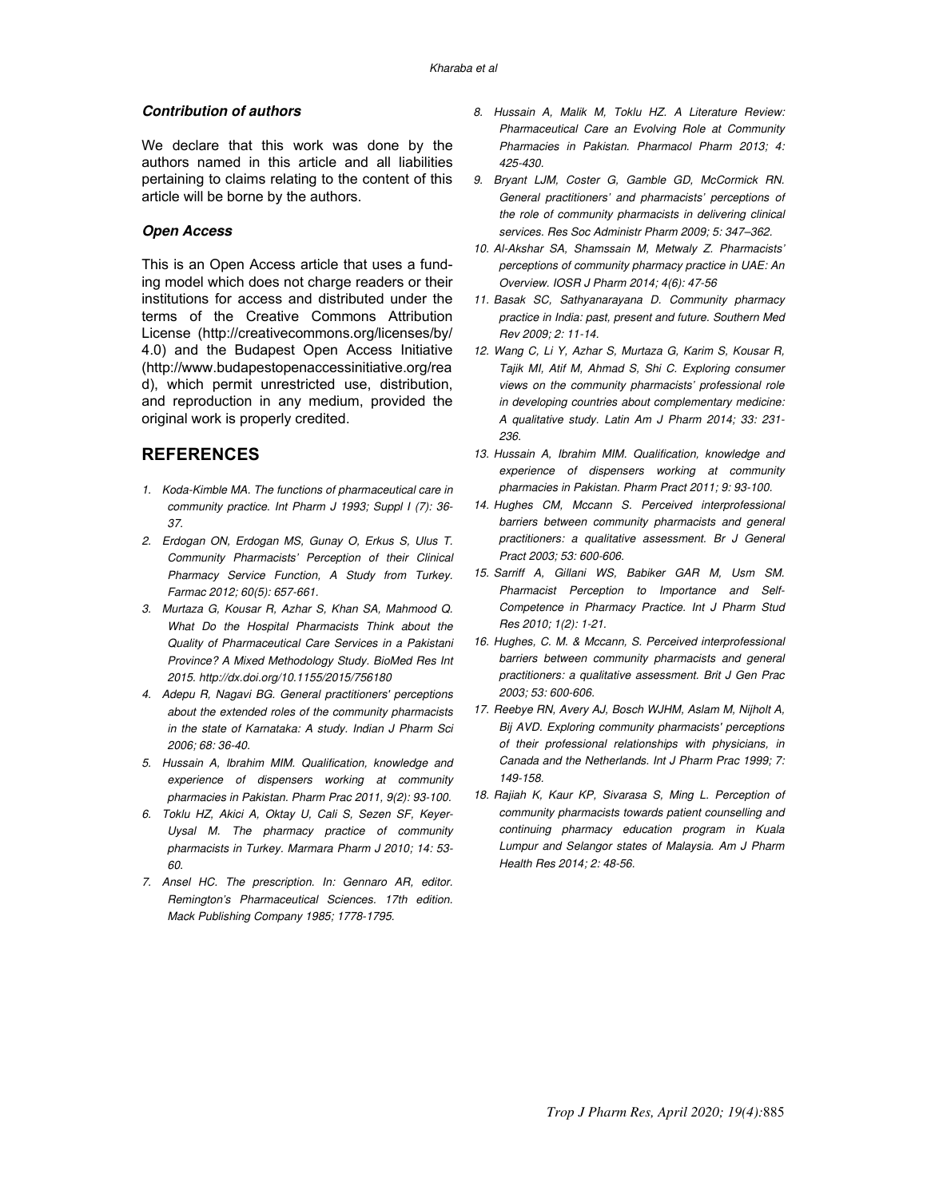### *Contribution of authors*

We declare that this work was done by the authors named in this article and all liabilities pertaining to claims relating to the content of this article will be borne by the authors.

### *Open Access*

This is an Open Access article that uses a funding model which does not charge readers or their institutions for access and distributed under the terms of the Creative Commons Attribution License (http://creativecommons.org/licenses/by/4.0) and the Budapest Open Access Initiative (http://www.budapestopenaccessinitiative.org/read), which permit unrestricted use, distribution, and reproduction in any medium, provided the original work is properly credited.

## REFERENCES

1. *Koda-Kimble MA. The functions of pharmaceutical care in community practice. Int Pharm J 1993; Suppl I (7): 36-37.*
2. *Erdogan ON, Erdogan MS, Gunay O, Erkus S, Ulus T. Community Pharmacists' Perception of their Clinical Pharmacy Service Function, A Study from Turkey. Farmac 2012; 60(5): 657-661.*
3. *Murtaza G, Kousar R, Azhar S, Khan SA, Mahmood Q. What Do the Hospital Pharmacists Think about the Quality of Pharmaceutical Care Services in a Pakistani Province? A Mixed Methodology Study. BioMed Res Int 2015. http://dx.doi.org/10.1155/2015/756180*
4. *Adepu R, Nagavi BG. General practitioners' perceptions about the extended roles of the community pharmacists in the state of Karnataka: A study. Indian J Pharm Sci 2006; 68: 36-40.*
5. *Hussain A, Ibrahim MIM. Qualification, knowledge and experience of dispensers working at community pharmacies in Pakistan. Pharm Prac 2011, 9(2): 93-100.*
6. *Toklu HZ, Akici A, Oktay U, Cali S, Sezen SF, Keyer-Uysal M. The pharmacy practice of community pharmacists in Turkey. Marmara Pharm J 2010; 14: 53-60.*
7. *Ansel HC. The prescription. In: Gennaro AR, editor. Remington's Pharmaceutical Sciences. 17th edition. Mack Publishing Company 1985; 1778-1795.*
8. *Hussain A, Malik M, Toklu HZ. A Literature Review: Pharmaceutical Care an Evolving Role at Community Pharmacies in Pakistan. Pharmacol Pharm 2013; 4: 425-430.*
9. *Bryant LJM, Coster G, Gamble GD, McCormick RN. General practitioners' and pharmacists' perceptions of the role of community pharmacists in delivering clinical services. Res Soc Administr Pharm 2009; 5: 347–362.*
10. *Al-Akshar SA, Shamssain M, Metwaly Z. Pharmacists' perceptions of community pharmacy practice in UAE: An Overview. IOSR J Pharm 2014; 4(6): 47-56*
11. *Basak SC, Sathyanarayana D. Community pharmacy practice in India: past, present and future. Southern Med Rev 2009; 2: 11-14.*
12. *Wang C, Li Y, Azhar S, Murtaza G, Karim S, Kousar R, Tajik MI, Atif M, Ahmad S, Shi C. Exploring consumer views on the community pharmacists' professional role in developing countries about complementary medicine: A qualitative study. Latin Am J Pharm 2014; 33: 231-236.*
13. *Hussain A, Ibrahim MIM. Qualification, knowledge and experience of dispensers working at community pharmacies in Pakistan. Pharm Pract 2011; 9: 93-100.*
14. *Hughes CM, Mccann S. Perceived interprofessional barriers between community pharmacists and general practitioners: a qualitative assessment. Br J General Pract 2003; 53: 600-606.*
15. *Sarriff A, Gillani WS, Babiker GAR M, Usm SM. Pharmacist Perception to Importance and Self-Competence in Pharmacy Practice. Int J Pharm Stud Res 2010; 1(2): 1-21.*
16. *Hughes, C. M. & Mccann, S. Perceived interprofessional barriers between community pharmacists and general practitioners: a qualitative assessment. Brit J Gen Prac 2003; 53: 600-606.*
17. *Reebye RN, Avery AJ, Bosch WJHM, Aslam M, Nijholt A, Bij AVD. Exploring community pharmacists' perceptions of their professional relationships with physicians, in Canada and the Netherlands. Int J Pharm Prac 1999; 7: 149-158.*
18. *Rajiah K, Kaur KP, Sivarasa S, Ming L. Perception of community pharmacists towards patient counselling and continuing pharmacy education program in Kuala Lumpur and Selangor states of Malaysia. Am J Pharm Health Res 2014; 2: 48-56.*